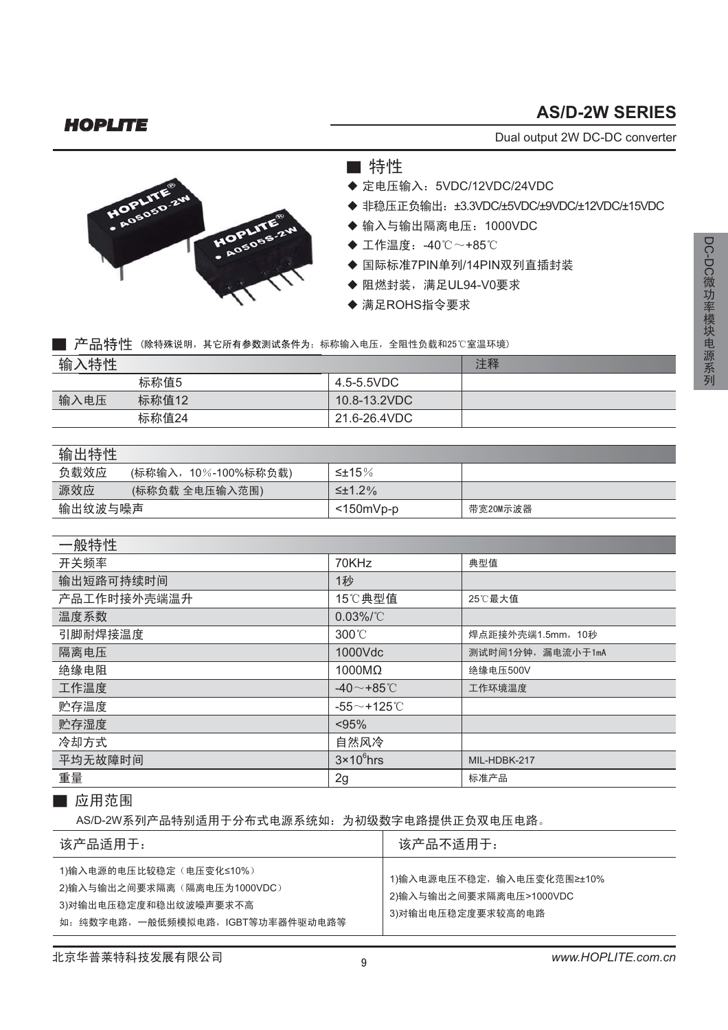**HOPLITE**

# AS/D-2W SERIES

Dual output 2W DC-DC converter

## ■ 特性

- ◆ 定电压输入：5VDC/12VDC/24VDC
- ◆ 非稳压正负输出：±3.3VDC/±5VDC/±9VDC/±12VDC/±15VDC
- ◆ 输入与输出隔离电压：1000VDC
- ◆ 工作温度：-40℃～+85℃
- ◆ 国际标准7PIN单列/14PIN双列直插封装
- ◆ 阻燃封装，满足UL94-V0要求
- ◆ 满足ROHS指令要求

## ■ 产品特性（除特殊说明，其它所有参数测试条件为：标称输入电压，全阻性负载和25℃室温环境）

| 输入特性 | | | 注释 |
|---|---|---|---|
| | 标称值5 | 4.5-5.5VDC | |
| 输入电压 | 标称值12 | 10.8-13.2VDC | |
| | 标称值24 | 21.6-26.4VDC | |

| 输出特性 | | | |
|---|---|---|---|
| 负载效应 | (标称输入，10%-100%标称负载) | ≤±15% | |
| 源效应 | (标称负载 全电压输入范围) | ≤±1.2% | |
| 输出纹波与噪声 | | <150mVp-p | 带宽20M示波器 |

| 一般特性 | | |
|---|---|---|
| 开关频率 | 70KHz | 典型值 |
| 输出短路可持续时间 | 1秒 | |
| 产品工作时接外壳端温升 | 15℃典型值 | 25℃最大值 |
| 温度系数 | 0.03%/℃ | |
| 引脚耐焊接温度 | 300℃ | 焊点距接外壳端1.5mm，10秒 |
| 隔离电压 | 1000Vdc | 测试时间1分钟，漏电流小于1mA |
| 绝缘电阻 | 1000MΩ | 绝缘电压500V |
| 工作温度 | -40～+85℃ | 工作环境温度 |
| 贮存温度 | -55～+125℃ | |
| 贮存湿度 | <95% | |
| 冷却方式 | 自然风冷 | |
| 平均无故障时间 | $3\times10^6$hrs | MIL-HDBK-217 |
| 重量 | 2g | 标准产品 |

## ■ 应用范围

AS/D-2W系列产品特别适用于分布式电源系统如：为初级数字电路提供正负双电压电路。

| 该产品适用于： | 该产品不适用于： |
|---|---|
| 1)输入电源的电压比较稳定（电压变化≤10%）<br>2)输入与输出之间要求隔离（隔离电压为1000VDC）<br>3)对输出电压稳定度和稳出纹波噪声要求不高<br>如：纯数字电路，一般低频模拟电路，IGBT等功率器件驱动电路等 | 1)输入电源电压不稳定，输入电压变化范围≥±10%<br>2)输入与输出之间要求隔离电压>1000VDC<br>3)对输出电压稳定度要求较高的电路 |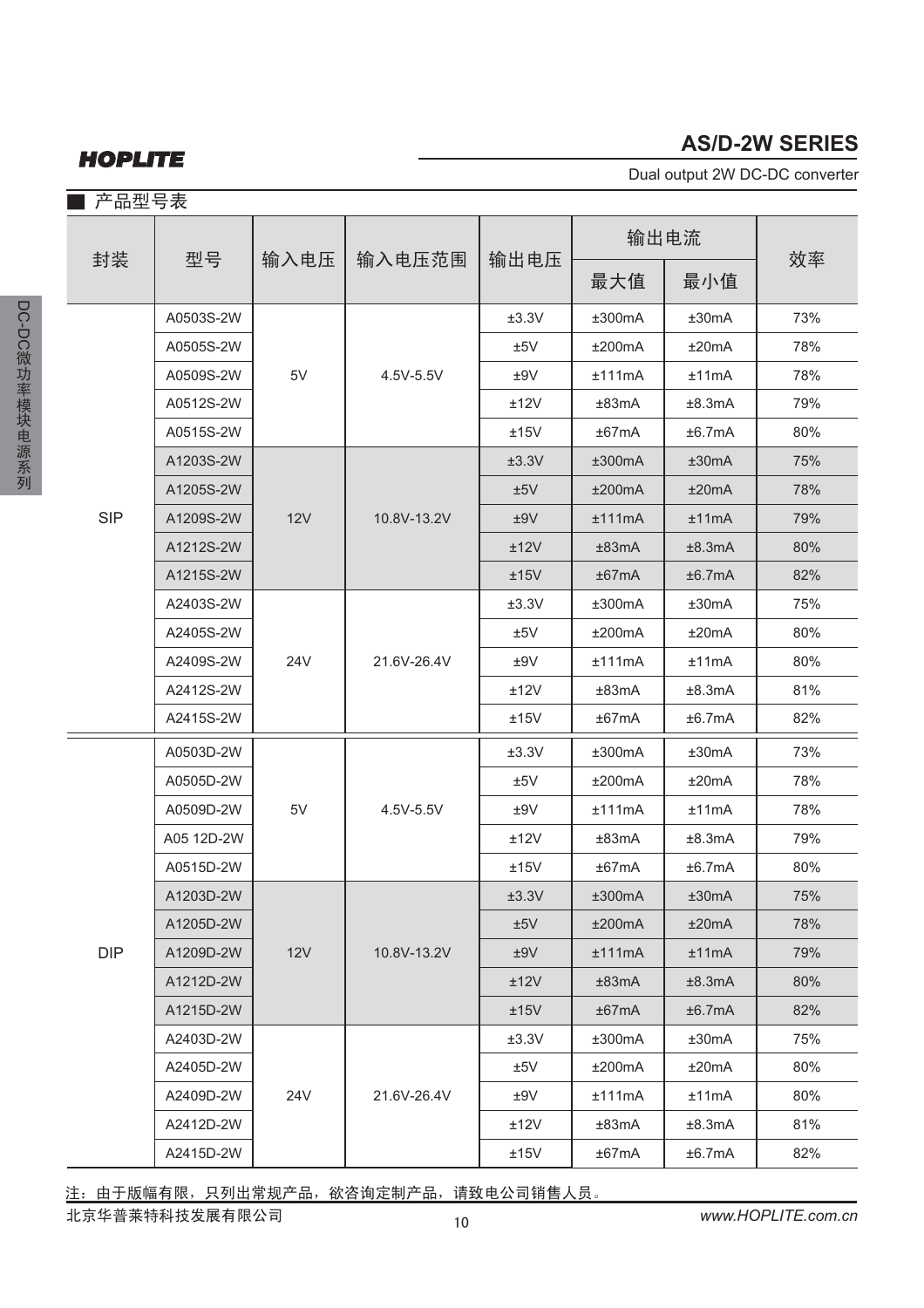## ■ 产品型号表

| 封装 | 型号 | 输入电压 | 输入电压范围 | 输出电压 | 输出电流 | | 效率 |
|---|---|---|---|---|---|---|---|
| | | | | | 最大值 | 最小值 | |
| SIP | A0503S-2W | 5V | 4.5V-5.5V | ±3.3V | ±300mA | ±30mA | 73% |
| | A0505S-2W | | | ±5V | ±200mA | ±20mA | 78% |
| | A0509S-2W | | | ±9V | ±111mA | ±11mA | 78% |
| | A0512S-2W | | | ±12V | ±83mA | ±8.3mA | 79% |
| | A0515S-2W | | | ±15V | ±67mA | ±6.7mA | 80% |
| | A1203S-2W | 12V | 10.8V-13.2V | ±3.3V | ±300mA | ±30mA | 75% |
| | A1205S-2W | | | ±5V | ±200mA | ±20mA | 78% |
| | A1209S-2W | | | ±9V | ±111mA | ±11mA | 79% |
| | A1212S-2W | | | ±12V | ±83mA | ±8.3mA | 80% |
| | A1215S-2W | | | ±15V | ±67mA | ±6.7mA | 82% |
| | A2403S-2W | 24V | 21.6V-26.4V | ±3.3V | ±300mA | ±30mA | 75% |
| | A2405S-2W | | | ±5V | ±200mA | ±20mA | 80% |
| | A2409S-2W | | | ±9V | ±111mA | ±11mA | 80% |
| | A2412S-2W | | | ±12V | ±83mA | ±8.3mA | 81% |
| | A2415S-2W | | | ±15V | ±67mA | ±6.7mA | 82% |
| DIP | A0503D-2W | 5V | 4.5V-5.5V | ±3.3V | ±300mA | ±30mA | 73% |
| | A0505D-2W | | | ±5V | ±200mA | ±20mA | 78% |
| | A0509D-2W | | | ±9V | ±111mA | ±11mA | 78% |
| | A05 12D-2W | | | ±12V | ±83mA | ±8.3mA | 79% |
| | A0515D-2W | | | ±15V | ±67mA | ±6.7mA | 80% |
| | A1203D-2W | 12V | 10.8V-13.2V | ±3.3V | ±300mA | ±30mA | 75% |
| | A1205D-2W | | | ±5V | ±200mA | ±20mA | 78% |
| | A1209D-2W | | | ±9V | ±111mA | ±11mA | 79% |
| | A1212D-2W | | | ±12V | ±83mA | ±8.3mA | 80% |
| | A1215D-2W | | | ±15V | ±67mA | ±6.7mA | 82% |
| | A2403D-2W | 24V | 21.6V-26.4V | ±3.3V | ±300mA | ±30mA | 75% |
| | A2405D-2W | | | ±5V | ±200mA | ±20mA | 80% |
| | A2409D-2W | | | ±9V | ±111mA | ±11mA | 80% |
| | A2412D-2W | | | ±12V | ±83mA | ±8.3mA | 81% |
| | A2415D-2W | | | ±15V | ±67mA | ±6.7mA | 82% |

注：由于版幅有限，只列出常规产品，欲咨询定制产品，请致电公司销售人员。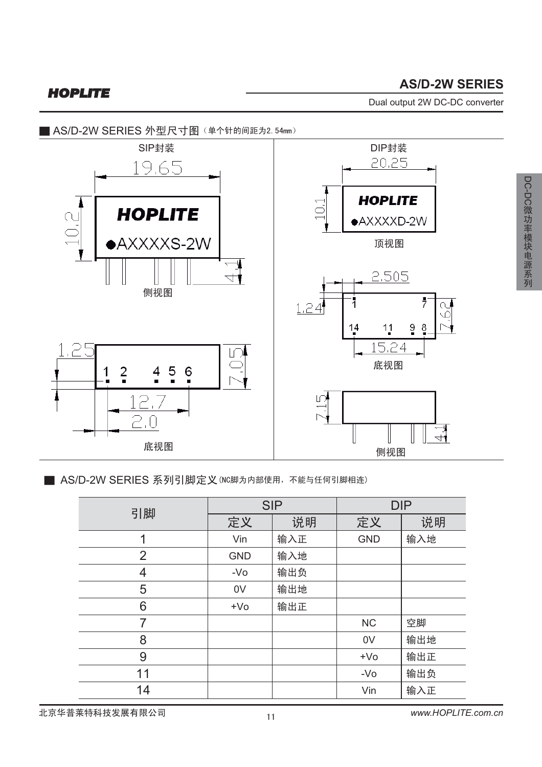## AS/D-2W SERIES 外型尺寸图（单个针的间距为2.54mm）

SIP封装

19.65

10.2

HOPLITE

●AXXXXS-2W

4.1

侧视图

1.25

1 2 4 5 6

7.05

12.7

2.0

底视图

DIP封装

20.25

10.1

HOPLITE

●AXXXXD-2W

顶视图

2.505

1.24

1 7

14 11 9 8

7.62

15.24

底视图

7.15

4.1

侧视图

## AS/D-2W SERIES 系列引脚定义(NC脚为内部使用，不能与任何引脚相连)

| 引脚 | SIP | | DIP | |
|---|---|---|---|---|
| | 定义 | 说明 | 定义 | 说明 |
| 1 | Vin | 输入正 | GND | 输入地 |
| 2 | GND | 输入地 | | |
| 4 | -Vo | 输出负 | | |
| 5 | 0V | 输出地 | | |
| 6 | +Vo | 输出正 | | |
| 7 | | | NC | 空脚 |
| 8 | | | 0V | 输出地 |
| 9 | | | +Vo | 输出正 |
| 11 | | | -Vo | 输出负 |
| 14 | | | Vin | 输入正 |